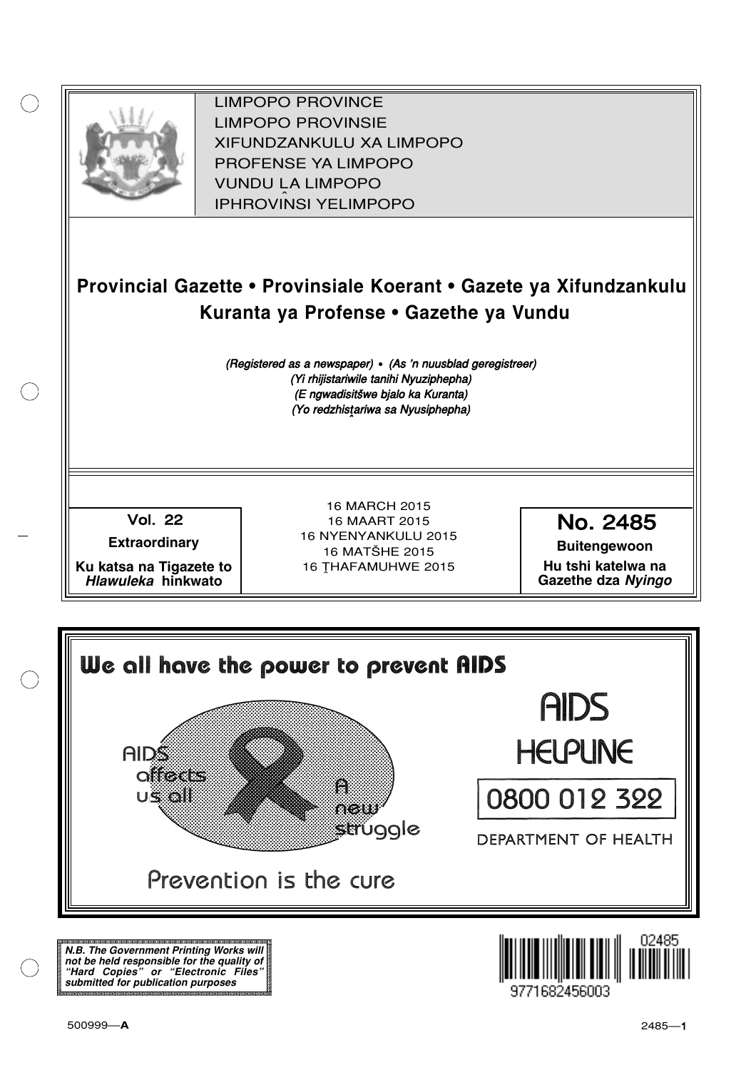LIMPOPO PROVINCE
LIMPOPO PROVINSIE
XIFUNDZANKULU XA LIMPOPO
PROFENSE YA LIMPOPO
VUNDU LA LIMPOPO
IPHROVİNSI YELIMPOPO

# Provincial Gazette • Provinsiale Koerant • Gazete ya Xifundzankulu Kuranta ya Profense • Gazethe ya Vundu

*(Registered as a newspaper) • (As 'n nuusblad geregistreer)*
*(Yi rhijistariwile tanihi Nyuziphepha)*
*(E ngwadisitšwe bjalo ka Kuranta)*
*(Yo redzhistariwa sa Nyusiphepha)*

**Vol. 22**

**Extraordinary**

**Ku katsa na Tigazete to *Hlawuleka* hinkwato**

16 MARCH 2015
16 MAART 2015
16 NYENYANKULU 2015
16 MATŠHE 2015
16 ṰHAFAMUHWE 2015

**No. 2485**

**Buitengewoon**

**Hu tshi katelwa na Gazethe dza *Nyingo***

We all have the power to prevent AIDS

AIDS affects us all

A new struggle

Prevention is the cure

AIDS HELPLINE

0800 012 322

DEPARTMENT OF HEALTH

***N.B. The Government Printing Works will not be held responsible for the quality of "Hard Copies" or "Electronic Files" submitted for publication purposes***

9771682456003 02485

500999—**A**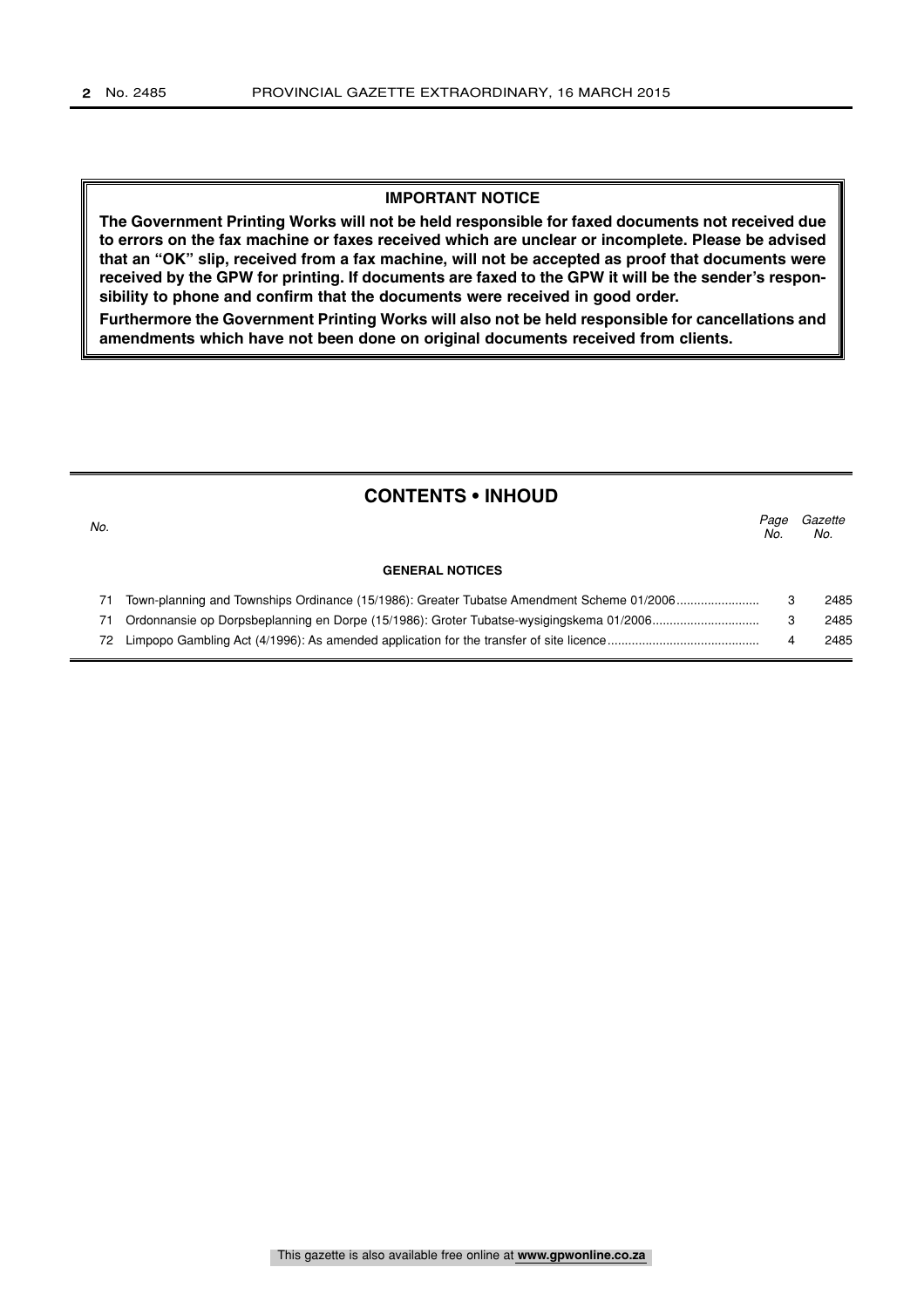## IMPORTANT NOTICE

**The Government Printing Works will not be held responsible for faxed documents not received due to errors on the fax machine or faxes received which are unclear or incomplete. Please be advised that an "OK" slip, received from a fax machine, will not be accepted as proof that documents were received by the GPW for printing. If documents are faxed to the GPW it will be the sender's responsibility to phone and confirm that the documents were received in good order.**

**Furthermore the Government Printing Works will also not be held responsible for cancellations and amendments which have not been done on original documents received from clients.**

## CONTENTS • INHOUD

| *No.* | | *Page No.* | *Gazette No.* |
|---|---|---|---|
| | **GENERAL NOTICES** | | |
| 71 | Town-planning and Townships Ordinance (15/1986): Greater Tubatse Amendment Scheme 01/2006 | 3 | 2485 |
| 71 | Ordonnansie op Dorpsbeplanning en Dorpe (15/1986): Groter Tubatse-wysigingskema 01/2006 | 3 | 2485 |
| 72 | Limpopo Gambling Act (4/1996): As amended application for the transfer of site licence | 4 | 2485 |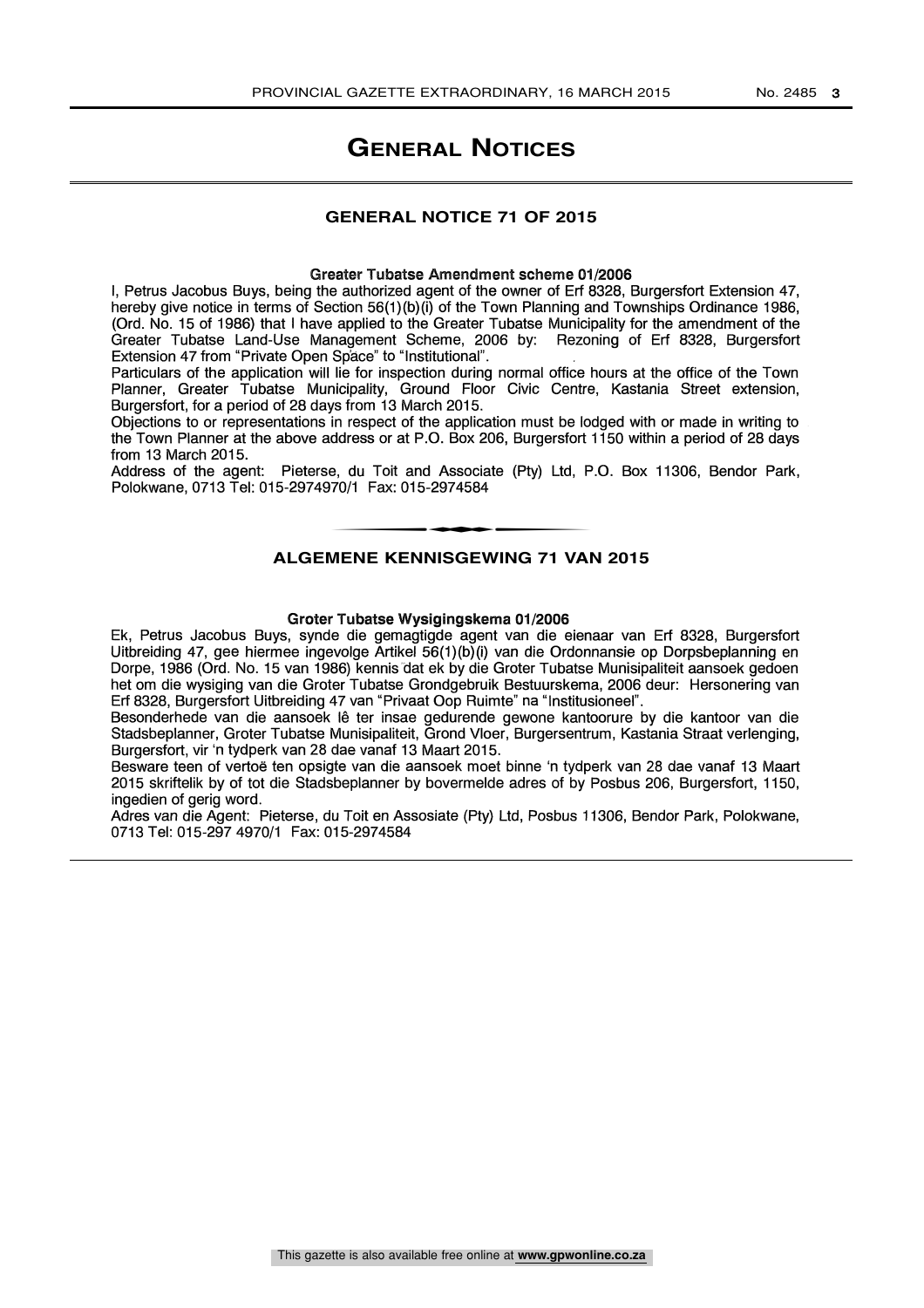# General Notices

## GENERAL NOTICE 71 OF 2015

**Greater Tubatse Amendment scheme 01/2006**

I, Petrus Jacobus Buys, being the authorized agent of the owner of Erf 8328, Burgersfort Extension 47, hereby give notice in terms of Section 56(1)(b)(i) of the Town Planning and Townships Ordinance 1986, (Ord. No. 15 of 1986) that I have applied to the Greater Tubatse Municipality for the amendment of the Greater Tubatse Land-Use Management Scheme, 2006 by: Rezoning of Erf 8328, Burgersfort Extension 47 from "Private Open Space" to "Institutional".

Particulars of the application will lie for inspection during normal office hours at the office of the Town Planner, Greater Tubatse Municipality, Ground Floor Civic Centre, Kastania Street extension, Burgersfort, for a period of 28 days from 13 March 2015.

Objections to or representations in respect of the application must be lodged with or made in writing to the Town Planner at the above address or at P.O. Box 206, Burgersfort 1150 within a period of 28 days from 13 March 2015.

Address of the agent: Pieterse, du Toit and Associate (Pty) Ltd, P.O. Box 11306, Bendor Park, Polokwane, 0713 Tel: 015-2974970/1 Fax: 015-2974584

---

## ALGEMENE KENNISGEWING 71 VAN 2015

**Groter Tubatse Wysigingskema 01/2006**

Ek, Petrus Jacobus Buys, synde die gemagtigde agent van die eienaar van Erf 8328, Burgersfort Uitbreiding 47, gee hiermee ingevolge Artikel 56(1)(b)(i) van die Ordonnansie op Dorpsbeplanning en Dorpe, 1986 (Ord. No. 15 van 1986) kennis dat ek by die Groter Tubatse Munisipaliteit aansoek gedoen het om die wysiging van die Groter Tubatse Grondgebruik Bestuurskema, 2006 deur: Hersonering van Erf 8328, Burgersfort Uitbreiding 47 van "Privaat Oop Ruimte" na "Institusioneel".

Besonderhede van die aansoek lê ter insae gedurende gewone kantoorure by die kantoor van die Stadsbeplanner, Groter Tubatse Munisipaliteit, Grond Vloer, Burgersentrum, Kastania Straat verlenging, Burgersfort, vir 'n tydperk van 28 dae vanaf 13 Maart 2015.

Besware teen of vertoë ten opsigte van die aansoek moet binne 'n tydperk van 28 dae vanaf 13 Maart 2015 skriftelik by of tot die Stadsbeplanner by bovermelde adres of by Posbus 206, Burgersfort, 1150, ingedien of gerig word.

Adres van die Agent: Pieterse, du Toit en Assosiate (Pty) Ltd, Posbus 11306, Bendor Park, Polokwane, 0713 Tel: 015-297 4970/1 Fax: 015-2974584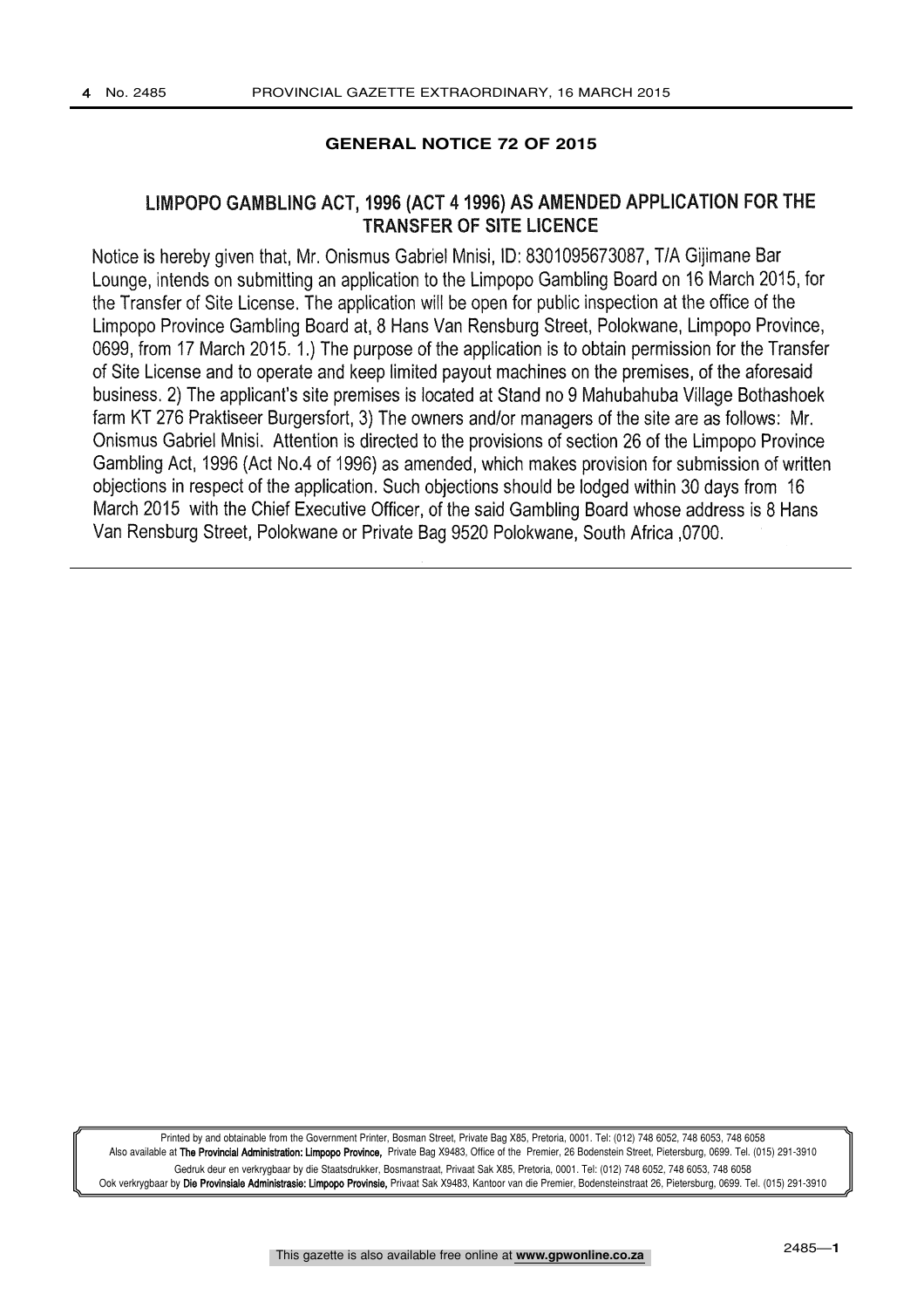## GENERAL NOTICE 72 OF 2015

## LIMPOPO GAMBLING ACT, 1996 (ACT 4 1996) AS AMENDED APPLICATION FOR THE TRANSFER OF SITE LICENCE

Notice is hereby given that, Mr. Onismus Gabriel Mnisi, ID: 8301095673087, T/A Gijimane Bar Lounge, intends on submitting an application to the Limpopo Gambling Board on 16 March 2015, for the Transfer of Site License. The application will be open for public inspection at the office of the Limpopo Province Gambling Board at, 8 Hans Van Rensburg Street, Polokwane, Limpopo Province, 0699, from 17 March 2015. 1.) The purpose of the application is to obtain permission for the Transfer of Site License and to operate and keep limited payout machines on the premises, of the aforesaid business. 2) The applicant's site premises is located at Stand no 9 Mahubahuba Village Bothashoek farm KT 276 Praktiseer Burgersfort, 3) The owners and/or managers of the site are as follows: Mr. Onismus Gabriel Mnisi. Attention is directed to the provisions of section 26 of the Limpopo Province Gambling Act, 1996 (Act No.4 of 1996) as amended, which makes provision for submission of written objections in respect of the application. Such objections should be lodged within 30 days from 16 March 2015 with the Chief Executive Officer, of the said Gambling Board whose address is 8 Hans Van Rensburg Street, Polokwane or Private Bag 9520 Polokwane, South Africa ,0700.

---

Printed by and obtainable from the Government Printer, Bosman Street, Private Bag X85, Pretoria, 0001. Tel: (012) 748 6052, 748 6053, 748 6058
Also available at **The Provincial Administration: Limpopo Province,** Private Bag X9483, Office of the Premier, 26 Bodenstein Street, Pietersburg, 0699. Tel. (015) 291-3910
Gedruk deur en verkrygbaar by die Staatsdrukker, Bosmanstraat, Privaat Sak X85, Pretoria, 0001. Tel: (012) 748 6052, 748 6053, 748 6058
Ook verkrygbaar by **Die Provinsiale Administrasie: Limpopo Provinsie,** Privaat Sak X9483, Kantoor van die Premier, Bodensteinstraat 26, Pietersburg, 0699. Tel. (015) 291-3910